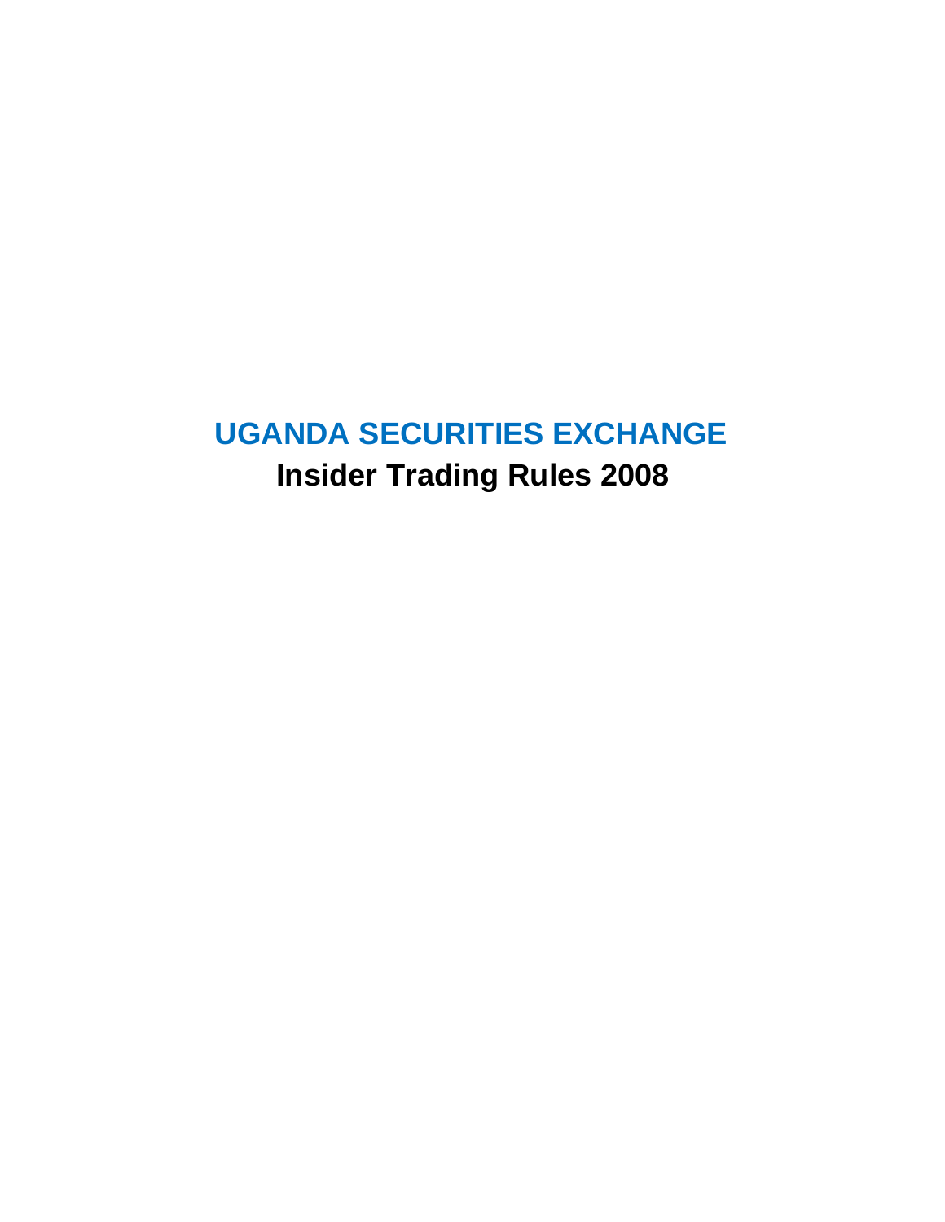# UGANDA SECURITIES EXCHANGE

## Insider Trading Rules 2008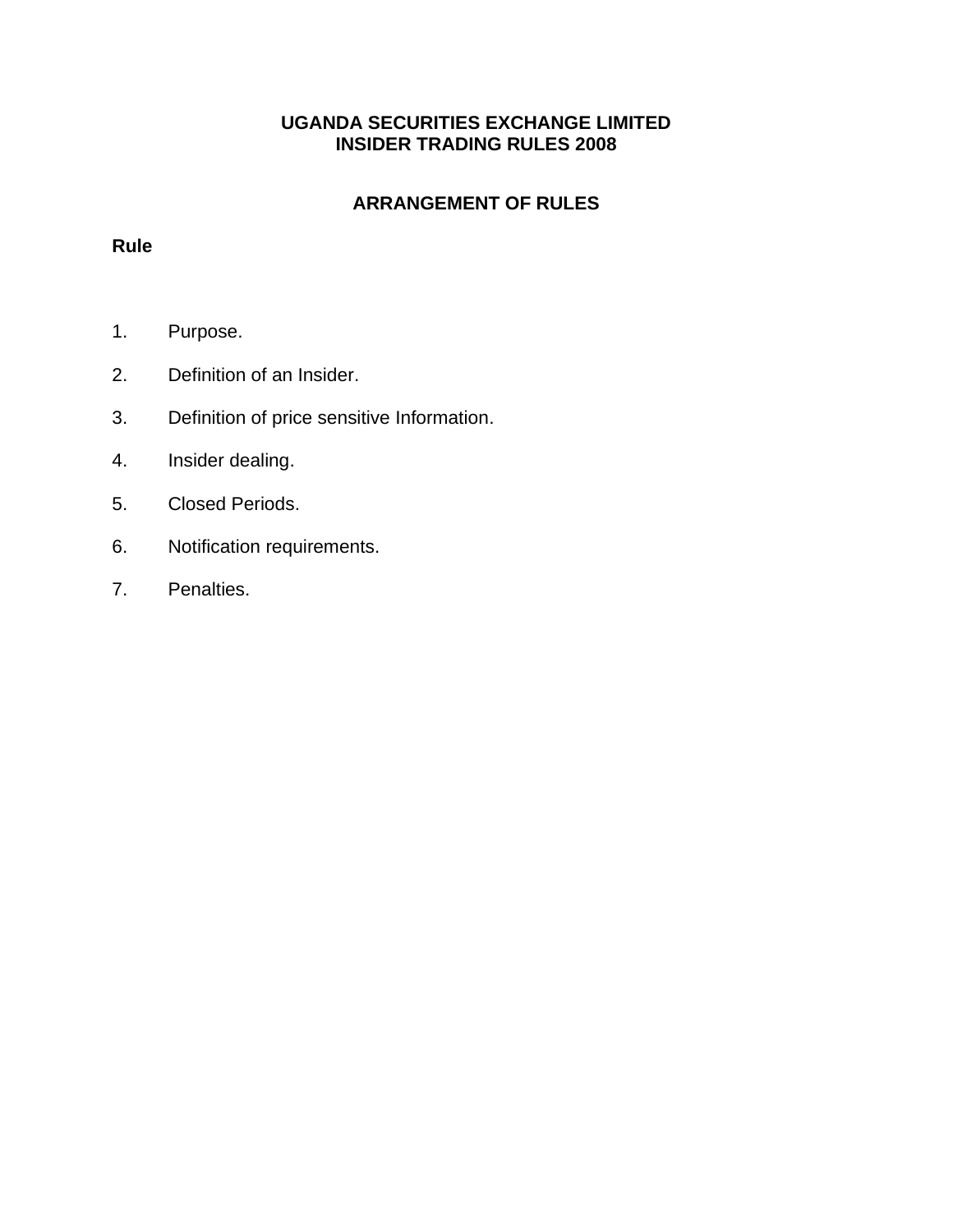# UGANDA SECURITIES EXCHANGE LIMITED
# INSIDER TRADING RULES 2008

## ARRANGEMENT OF RULES

**Rule**

1. Purpose.
2. Definition of an Insider.
3. Definition of price sensitive Information.
4. Insider dealing.
5. Closed Periods.
6. Notification requirements.
7. Penalties.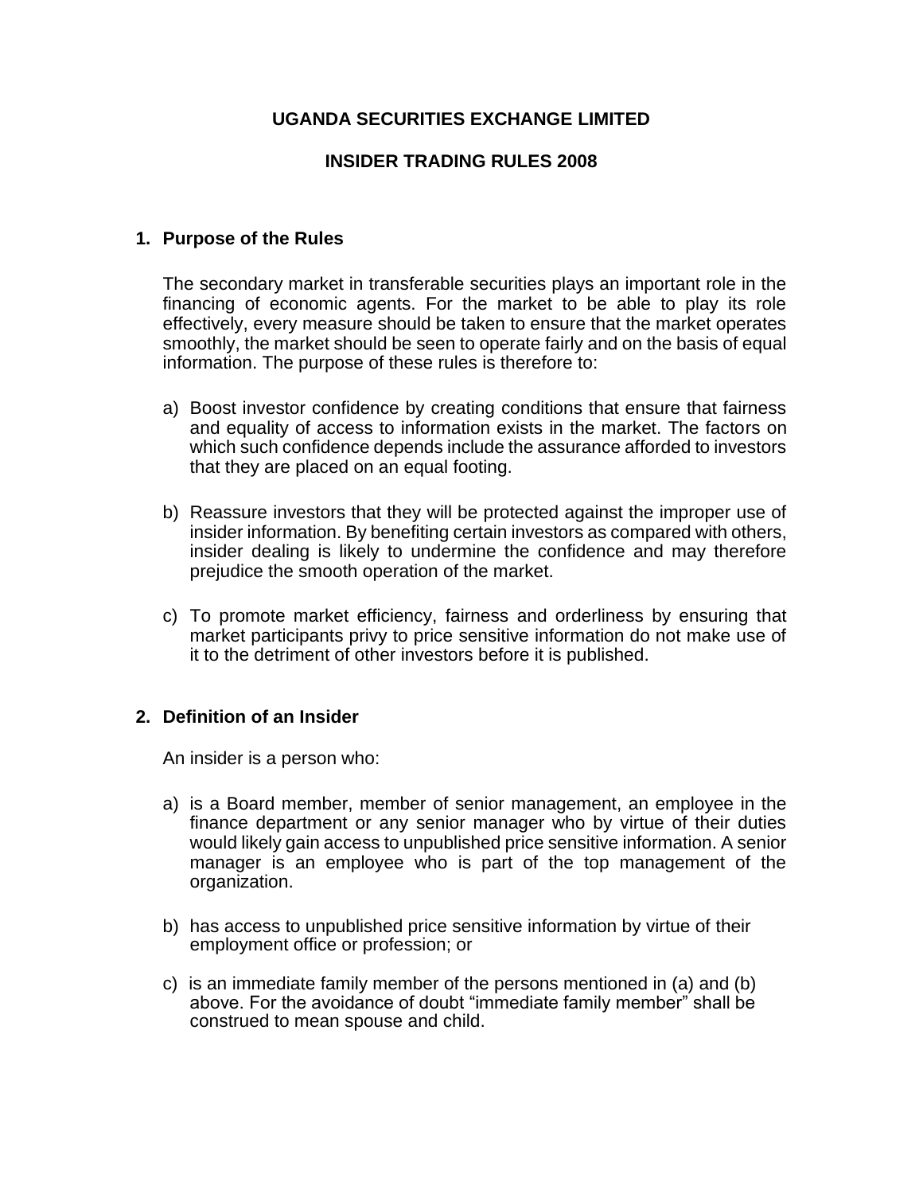# UGANDA SECURITIES EXCHANGE LIMITED

# INSIDER TRADING RULES 2008

## 1. Purpose of the Rules

The secondary market in transferable securities plays an important role in the financing of economic agents. For the market to be able to play its role effectively, every measure should be taken to ensure that the market operates smoothly, the market should be seen to operate fairly and on the basis of equal information. The purpose of these rules is therefore to:

a) Boost investor confidence by creating conditions that ensure that fairness and equality of access to information exists in the market. The factors on which such confidence depends include the assurance afforded to investors that they are placed on an equal footing.

b) Reassure investors that they will be protected against the improper use of insider information. By benefiting certain investors as compared with others, insider dealing is likely to undermine the confidence and may therefore prejudice the smooth operation of the market.

c) To promote market efficiency, fairness and orderliness by ensuring that market participants privy to price sensitive information do not make use of it to the detriment of other investors before it is published.

## 2. Definition of an Insider

An insider is a person who:

a) is a Board member, member of senior management, an employee in the finance department or any senior manager who by virtue of their duties would likely gain access to unpublished price sensitive information. A senior manager is an employee who is part of the top management of the organization.

b) has access to unpublished price sensitive information by virtue of their employment office or profession; or

c) is an immediate family member of the persons mentioned in (a) and (b) above. For the avoidance of doubt "immediate family member" shall be construed to mean spouse and child.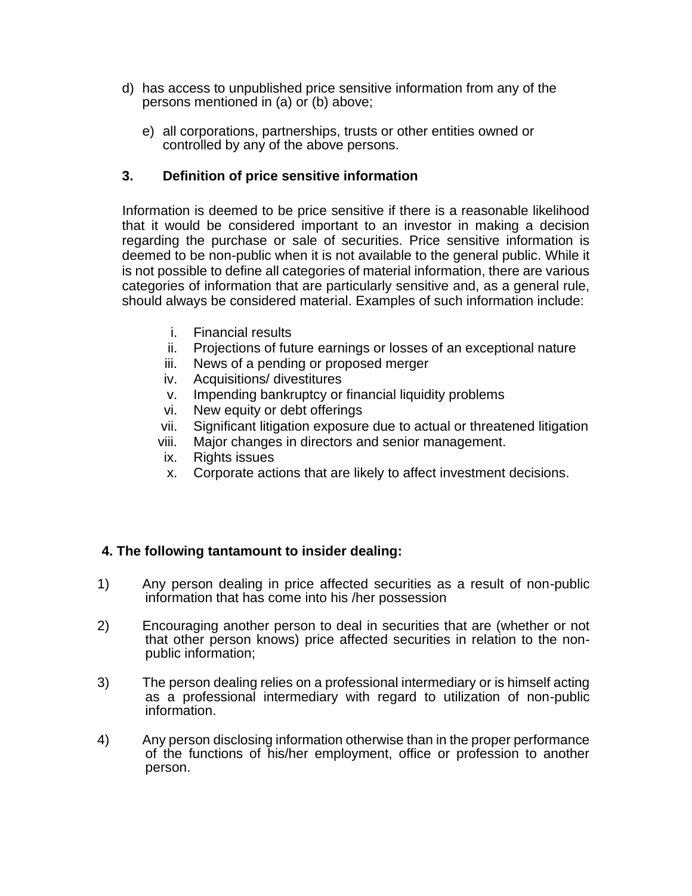d) has access to unpublished price sensitive information from any of the persons mentioned in (a) or (b) above;

e) all corporations, partnerships, trusts or other entities owned or controlled by any of the above persons.

**3. Definition of price sensitive information**

Information is deemed to be price sensitive if there is a reasonable likelihood that it would be considered important to an investor in making a decision regarding the purchase or sale of securities. Price sensitive information is deemed to be non-public when it is not available to the general public. While it is not possible to define all categories of material information, there are various categories of information that are particularly sensitive and, as a general rule, should always be considered material. Examples of such information include:

i. Financial results
ii. Projections of future earnings or losses of an exceptional nature
iii. News of a pending or proposed merger
iv. Acquisitions/ divestitures
v. Impending bankruptcy or financial liquidity problems
vi. New equity or debt offerings
vii. Significant litigation exposure due to actual or threatened litigation
viii. Major changes in directors and senior management.
ix. Rights issues
x. Corporate actions that are likely to affect investment decisions.

**4. The following tantamount to insider dealing:**

1) Any person dealing in price affected securities as a result of non-public information that has come into his /her possession

2) Encouraging another person to deal in securities that are (whether or not that other person knows) price affected securities in relation to the non-public information;

3) The person dealing relies on a professional intermediary or is himself acting as a professional intermediary with regard to utilization of non-public information.

4) Any person disclosing information otherwise than in the proper performance of the functions of his/her employment, office or profession to another person.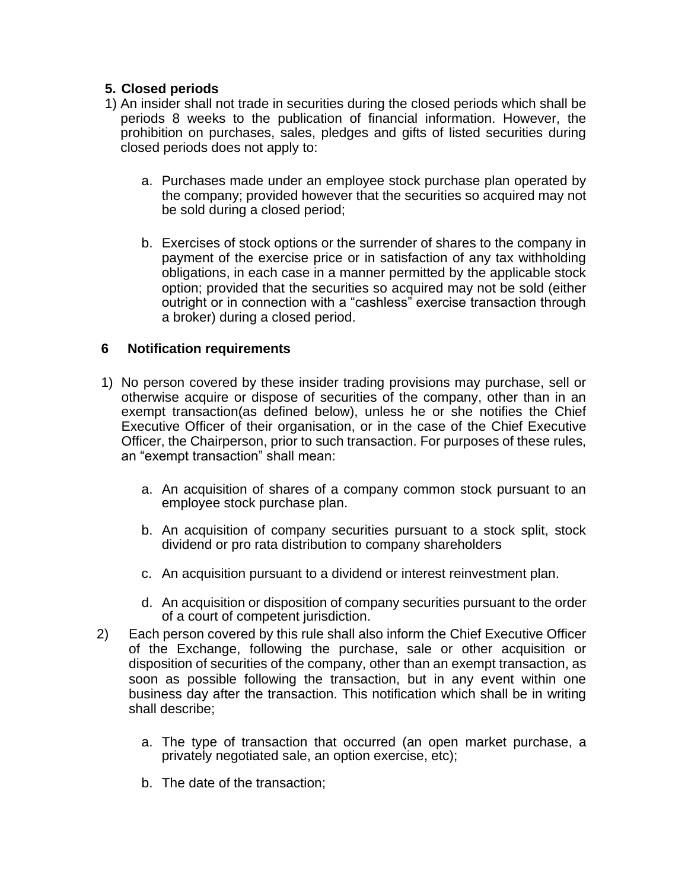## 5. Closed periods

1) An insider shall not trade in securities during the closed periods which shall be periods 8 weeks to the publication of financial information. However, the prohibition on purchases, sales, pledges and gifts of listed securities during closed periods does not apply to:

   a. Purchases made under an employee stock purchase plan operated by the company; provided however that the securities so acquired may not be sold during a closed period;

   b. Exercises of stock options or the surrender of shares to the company in payment of the exercise price or in satisfaction of any tax withholding obligations, in each case in a manner permitted by the applicable stock option; provided that the securities so acquired may not be sold (either outright or in connection with a "cashless" exercise transaction through a broker) during a closed period.

## 6 Notification requirements

1) No person covered by these insider trading provisions may purchase, sell or otherwise acquire or dispose of securities of the company, other than in an exempt transaction(as defined below), unless he or she notifies the Chief Executive Officer of their organisation, or in the case of the Chief Executive Officer, the Chairperson, prior to such transaction. For purposes of these rules, an "exempt transaction" shall mean:

   a. An acquisition of shares of a company common stock pursuant to an employee stock purchase plan.

   b. An acquisition of company securities pursuant to a stock split, stock dividend or pro rata distribution to company shareholders

   c. An acquisition pursuant to a dividend or interest reinvestment plan.

   d. An acquisition or disposition of company securities pursuant to the order of a court of competent jurisdiction.

2) Each person covered by this rule shall also inform the Chief Executive Officer of the Exchange, following the purchase, sale or other acquisition or disposition of securities of the company, other than an exempt transaction, as soon as possible following the transaction, but in any event within one business day after the transaction. This notification which shall be in writing shall describe;

   a. The type of transaction that occurred (an open market purchase, a privately negotiated sale, an option exercise, etc);

   b. The date of the transaction;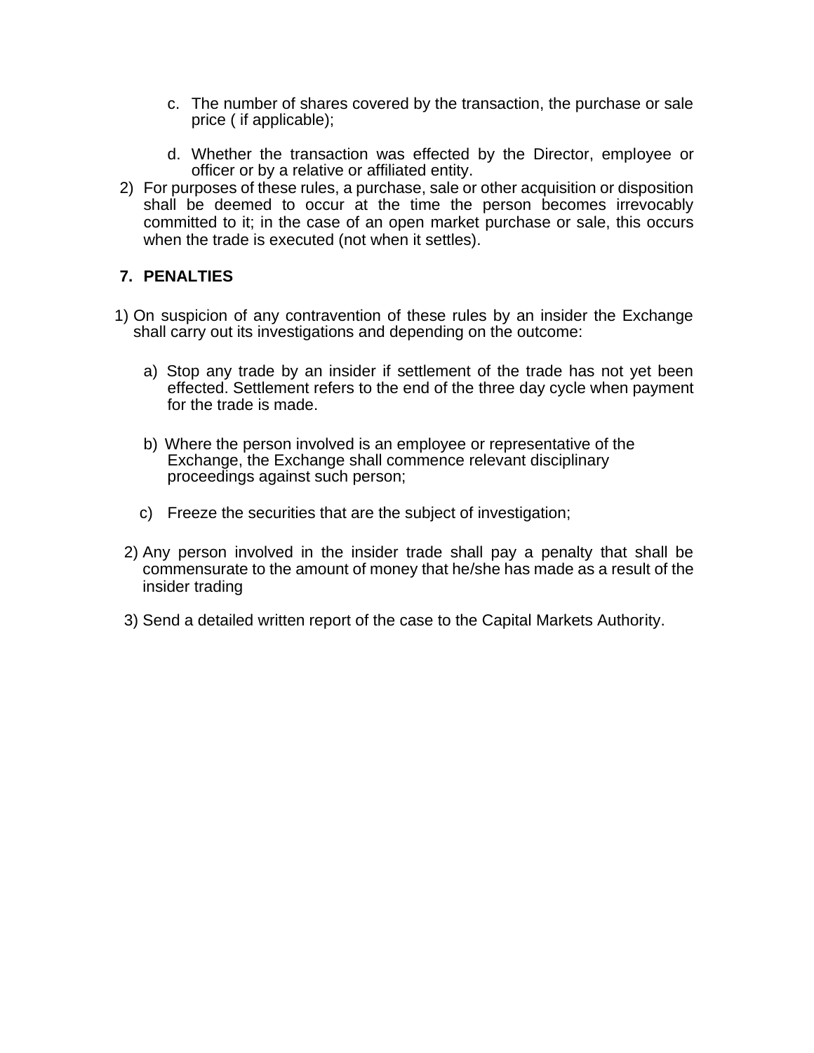c. The number of shares covered by the transaction, the purchase or sale price ( if applicable);

d. Whether the transaction was effected by the Director, employee or officer or by a relative or affiliated entity.

2) For purposes of these rules, a purchase, sale or other acquisition or disposition shall be deemed to occur at the time the person becomes irrevocably committed to it; in the case of an open market purchase or sale, this occurs when the trade is executed (not when it settles).

## 7. PENALTIES

1) On suspicion of any contravention of these rules by an insider the Exchange shall carry out its investigations and depending on the outcome:

   a) Stop any trade by an insider if settlement of the trade has not yet been effected. Settlement refers to the end of the three day cycle when payment for the trade is made.

   b) Where the person involved is an employee or representative of the Exchange, the Exchange shall commence relevant disciplinary proceedings against such person;

   c) Freeze the securities that are the subject of investigation;

2) Any person involved in the insider trade shall pay a penalty that shall be commensurate to the amount of money that he/she has made as a result of the insider trading

3) Send a detailed written report of the case to the Capital Markets Authority.